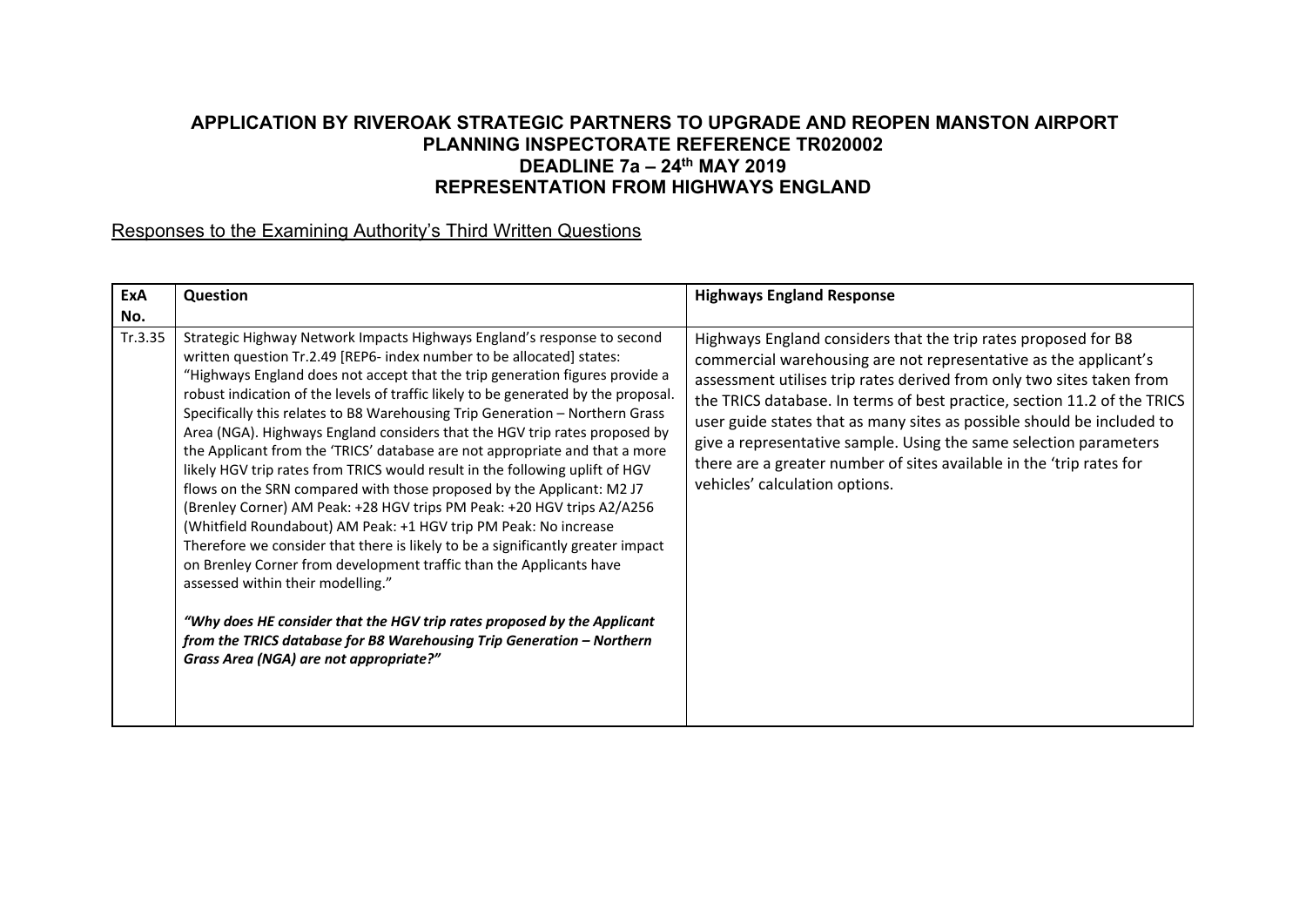# APPLICATION BY RIVEROAK STRATEGIC PARTNERS TO UPGRADE AND REOPEN MANSTON AIRPORT
## PLANNING INSPECTORATE REFERENCE TR020002
## DEADLINE 7a – 24th MAY 2019
## REPRESENTATION FROM HIGHWAYS ENGLAND

Responses to the Examining Authority's Third Written Questions

| ExA No. | Question | Highways England Response |
|---|---|---|
| Tr.3.35 | Strategic Highway Network Impacts Highways England's response to second written question Tr.2.49 [REP6- index number to be allocated] states: "Highways England does not accept that the trip generation figures provide a robust indication of the levels of traffic likely to be generated by the proposal. Specifically this relates to B8 Warehousing Trip Generation – Northern Grass Area (NGA). Highways England considers that the HGV trip rates proposed by the Applicant from the 'TRICS' database are not appropriate and that a more likely HGV trip rates from TRICS would result in the following uplift of HGV flows on the SRN compared with those proposed by the Applicant: M2 J7 (Brenley Corner) AM Peak: +28 HGV trips PM Peak: +20 HGV trips A2/A256 (Whitfield Roundabout) AM Peak: +1 HGV trip PM Peak: No increase Therefore we consider that there is likely to be a significantly greater impact on Brenley Corner from development traffic than the Applicants have assessed within their modelling."<br><br>***"Why does HE consider that the HGV trip rates proposed by the Applicant from the TRICS database for B8 Warehousing Trip Generation – Northern Grass Area (NGA) are not appropriate?"*** | Highways England considers that the trip rates proposed for B8 commercial warehousing are not representative as the applicant's assessment utilises trip rates derived from only two sites taken from the TRICS database. In terms of best practice, section 11.2 of the TRICS user guide states that as many sites as possible should be included to give a representative sample. Using the same selection parameters there are a greater number of sites available in the 'trip rates for vehicles' calculation options. |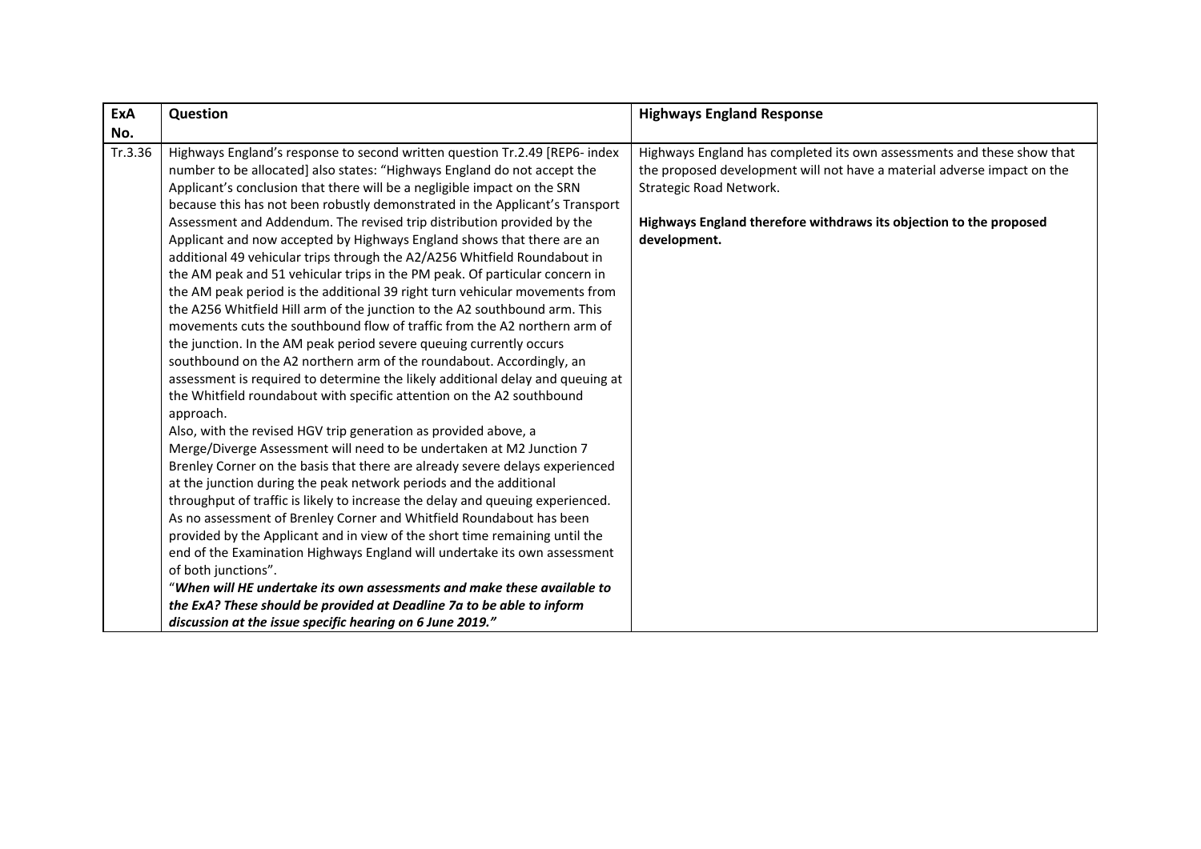| ExA No. | Question | Highways England Response |
| --- | --- | --- |
| Tr.3.36 | Highways England's response to second written question Tr.2.49 [REP6- index number to be allocated] also states: "Highways England do not accept the Applicant's conclusion that there will be a negligible impact on the SRN because this has not been robustly demonstrated in the Applicant's Transport Assessment and Addendum. The revised trip distribution provided by the Applicant and now accepted by Highways England shows that there are an additional 49 vehicular trips through the A2/A256 Whitfield Roundabout in the AM peak and 51 vehicular trips in the PM peak. Of particular concern in the AM peak period is the additional 39 right turn vehicular movements from the A256 Whitfield Hill arm of the junction to the A2 southbound arm. This movements cuts the southbound flow of traffic from the A2 northern arm of the junction. In the AM peak period severe queuing currently occurs southbound on the A2 northern arm of the roundabout. Accordingly, an assessment is required to determine the likely additional delay and queuing at the Whitfield roundabout with specific attention on the A2 southbound approach.<br>Also, with the revised HGV trip generation as provided above, a Merge/Diverge Assessment will need to be undertaken at M2 Junction 7 Brenley Corner on the basis that there are already severe delays experienced at the junction during the peak network periods and the additional throughput of traffic is likely to increase the delay and queuing experienced. As no assessment of Brenley Corner and Whitfield Roundabout has been provided by the Applicant and in view of the short time remaining until the end of the Examination Highways England will undertake its own assessment of both junctions".<br>"***When will HE undertake its own assessments and make these available to the ExA? These should be provided at Deadline 7a to be able to inform discussion at the issue specific hearing on 6 June 2019."*** | Highways England has completed its own assessments and these show that the proposed development will not have a material adverse impact on the Strategic Road Network.<br><br>**Highways England therefore withdraws its objection to the proposed development.** |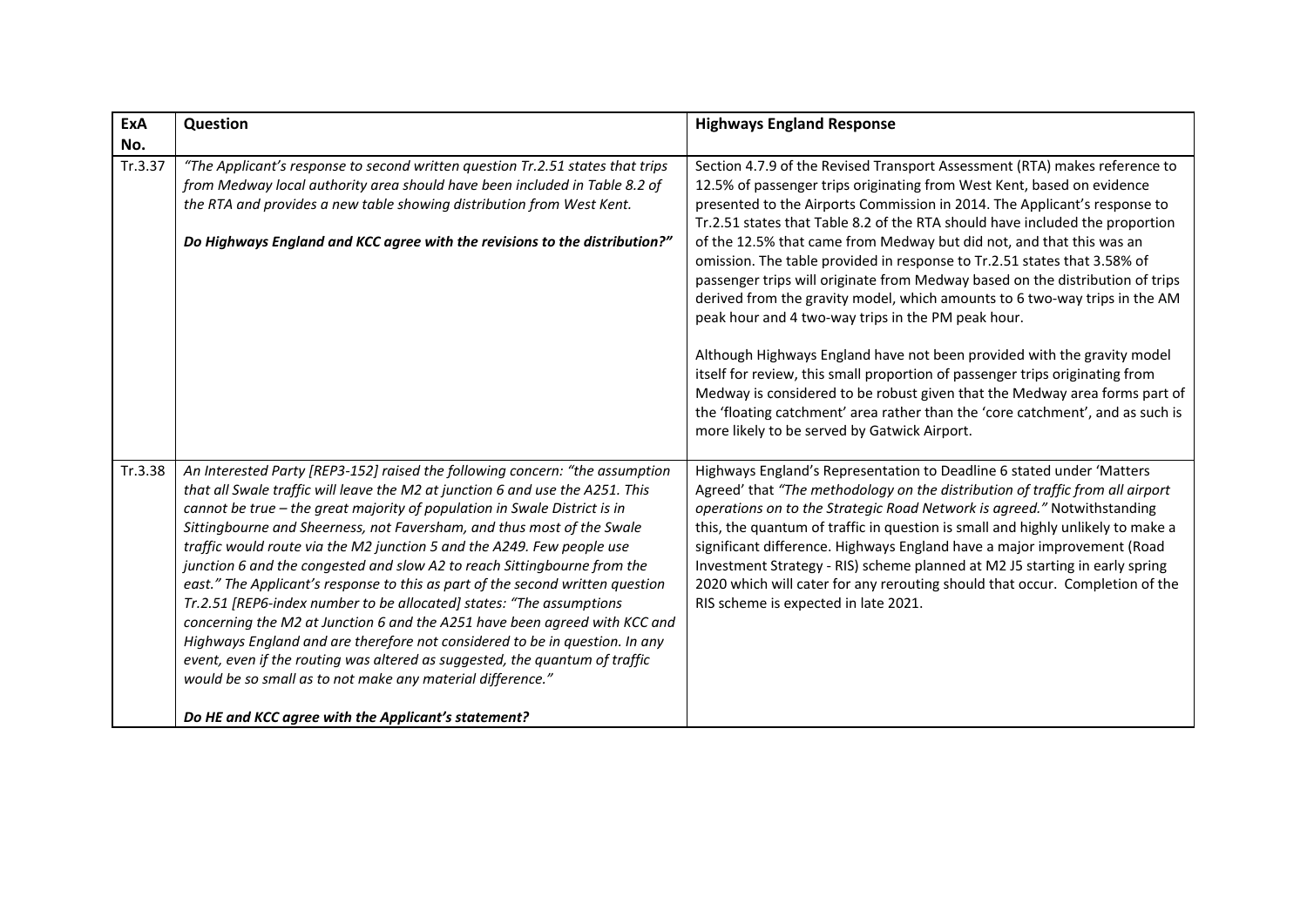| ExA No. | Question | Highways England Response |
|---|---|---|
| Tr.3.37 | *"The Applicant's response to second written question Tr.2.51 states that trips from Medway local authority area should have been included in Table 8.2 of the RTA and provides a new table showing distribution from West Kent.*<br><br>***Do Highways England and KCC agree with the revisions to the distribution?"*** | Section 4.7.9 of the Revised Transport Assessment (RTA) makes reference to 12.5% of passenger trips originating from West Kent, based on evidence presented to the Airports Commission in 2014. The Applicant's response to Tr.2.51 states that Table 8.2 of the RTA should have included the proportion of the 12.5% that came from Medway but did not, and that this was an omission. The table provided in response to Tr.2.51 states that 3.58% of passenger trips will originate from Medway based on the distribution of trips derived from the gravity model, which amounts to 6 two-way trips in the AM peak hour and 4 two-way trips in the PM peak hour.<br><br>Although Highways England have not been provided with the gravity model itself for review, this small proportion of passenger trips originating from Medway is considered to be robust given that the Medway area forms part of the 'floating catchment' area rather than the 'core catchment', and as such is more likely to be served by Gatwick Airport. |
| Tr.3.38 | *An Interested Party [REP3-152] raised the following concern: "the assumption that all Swale traffic will leave the M2 at junction 6 and use the A251. This cannot be true – the great majority of population in Swale District is in Sittingbourne and Sheerness, not Faversham, and thus most of the Swale traffic would route via the M2 junction 5 and the A249. Few people use junction 6 and the congested and slow A2 to reach Sittingbourne from the east." The Applicant's response to this as part of the second written question Tr.2.51 [REP6-index number to be allocated] states: "The assumptions concerning the M2 at Junction 6 and the A251 have been agreed with KCC and Highways England and are therefore not considered to be in question. In any event, even if the routing was altered as suggested, the quantum of traffic would be so small as to not make any material difference."*<br><br>***Do HE and KCC agree with the Applicant's statement?*** | Highways England's Representation to Deadline 6 stated under 'Matters Agreed' that *"The methodology on the distribution of traffic from all airport operations on to the Strategic Road Network is agreed."* Notwithstanding this, the quantum of traffic in question is small and highly unlikely to make a significant difference. Highways England have a major improvement (Road Investment Strategy - RIS) scheme planned at M2 J5 starting in early spring 2020 which will cater for any rerouting should that occur. Completion of the RIS scheme is expected in late 2021. |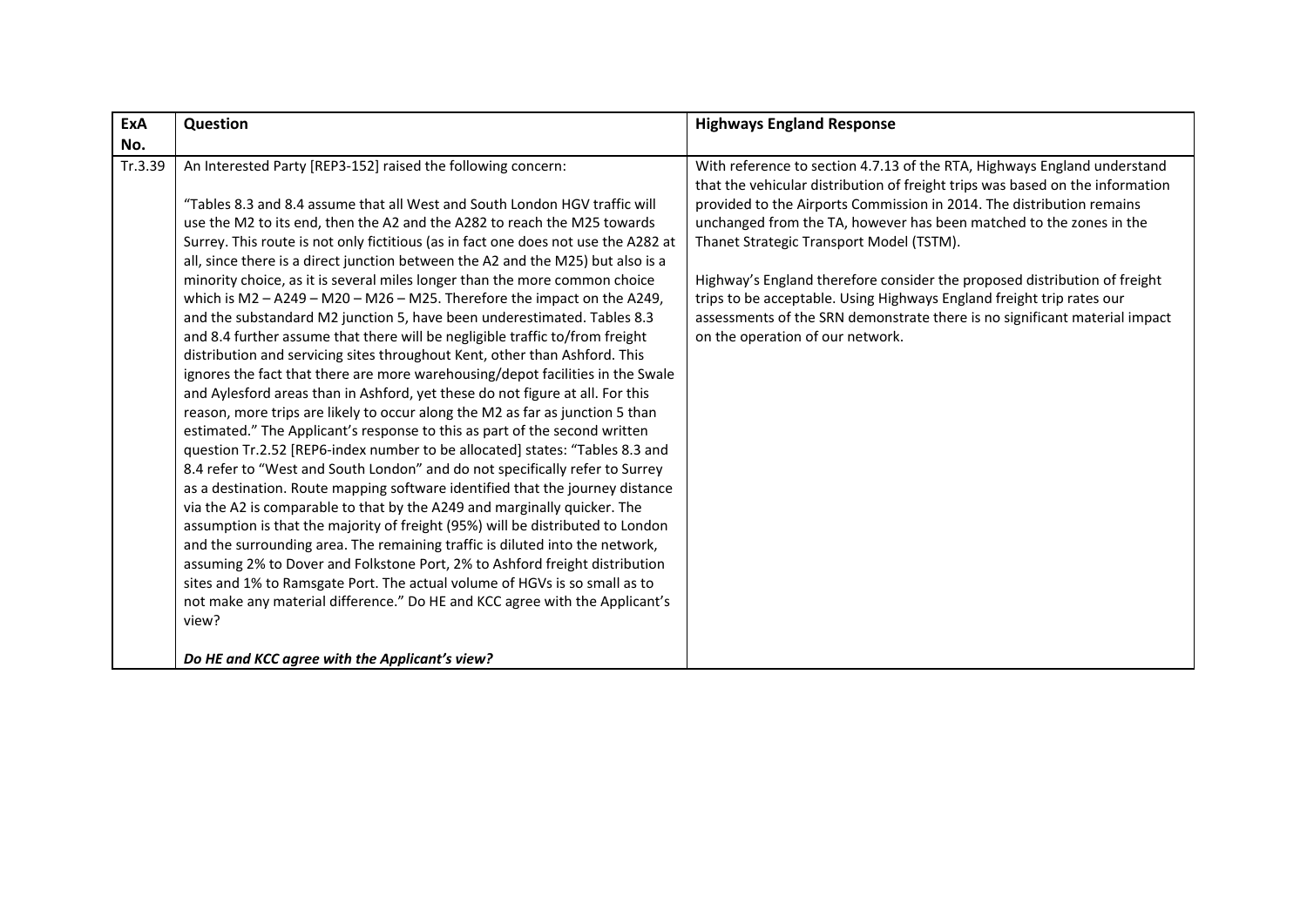| ExA No. | Question | Highways England Response |
|---|---|---|
| Tr.3.39 | An Interested Party [REP3-152] raised the following concern:<br><br>"Tables 8.3 and 8.4 assume that all West and South London HGV traffic will use the M2 to its end, then the A2 and the A282 to reach the M25 towards Surrey. This route is not only fictitious (as in fact one does not use the A282 at all, since there is a direct junction between the A2 and the M25) but also is a minority choice, as it is several miles longer than the more common choice which is M2 – A249 – M20 – M26 – M25. Therefore the impact on the A249, and the substandard M2 junction 5, have been underestimated. Tables 8.3 and 8.4 further assume that there will be negligible traffic to/from freight distribution and servicing sites throughout Kent, other than Ashford. This ignores the fact that there are more warehousing/depot facilities in the Swale and Aylesford areas than in Ashford, yet these do not figure at all. For this reason, more trips are likely to occur along the M2 as far as junction 5 than estimated." The Applicant's response to this as part of the second written question Tr.2.52 [REP6-index number to be allocated] states: "Tables 8.3 and 8.4 refer to "West and South London" and do not specifically refer to Surrey as a destination. Route mapping software identified that the journey distance via the A2 is comparable to that by the A249 and marginally quicker. The assumption is that the majority of freight (95%) will be distributed to London and the surrounding area. The remaining traffic is diluted into the network, assuming 2% to Dover and Folkstone Port, 2% to Ashford freight distribution sites and 1% to Ramsgate Port. The actual volume of HGVs is so small as to not make any material difference." Do HE and KCC agree with the Applicant's view?<br><br>***Do HE and KCC agree with the Applicant's view?*** | With reference to section 4.7.13 of the RTA, Highways England understand that the vehicular distribution of freight trips was based on the information provided to the Airports Commission in 2014. The distribution remains unchanged from the TA, however has been matched to the zones in the Thanet Strategic Transport Model (TSTM).<br><br>Highway's England therefore consider the proposed distribution of freight trips to be acceptable. Using Highways England freight trip rates our assessments of the SRN demonstrate there is no significant material impact on the operation of our network. |